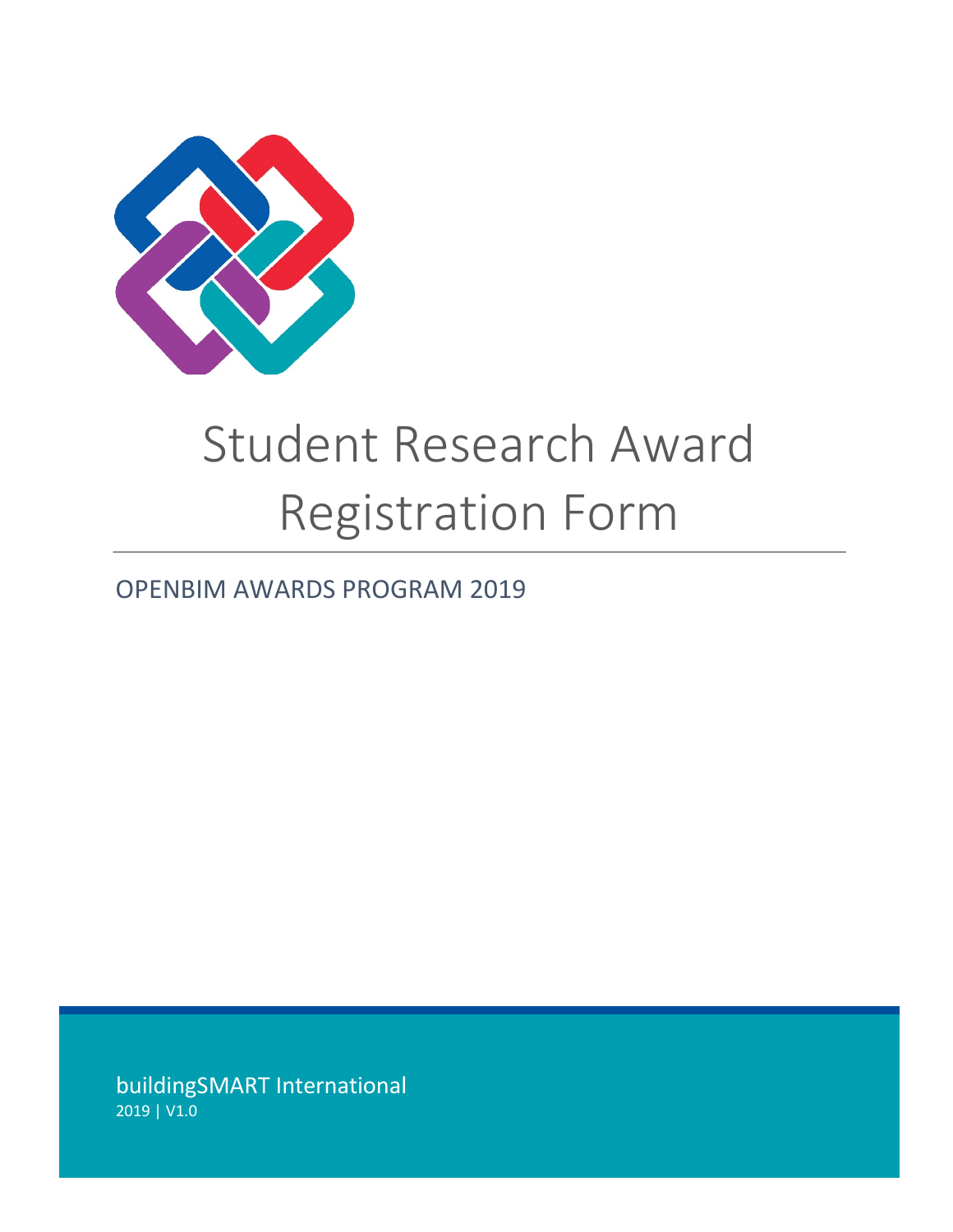# Student Research Award Registration Form

OPENBIM AWARDS PROGRAM 2019

buildingSMART International

2019 | V1.0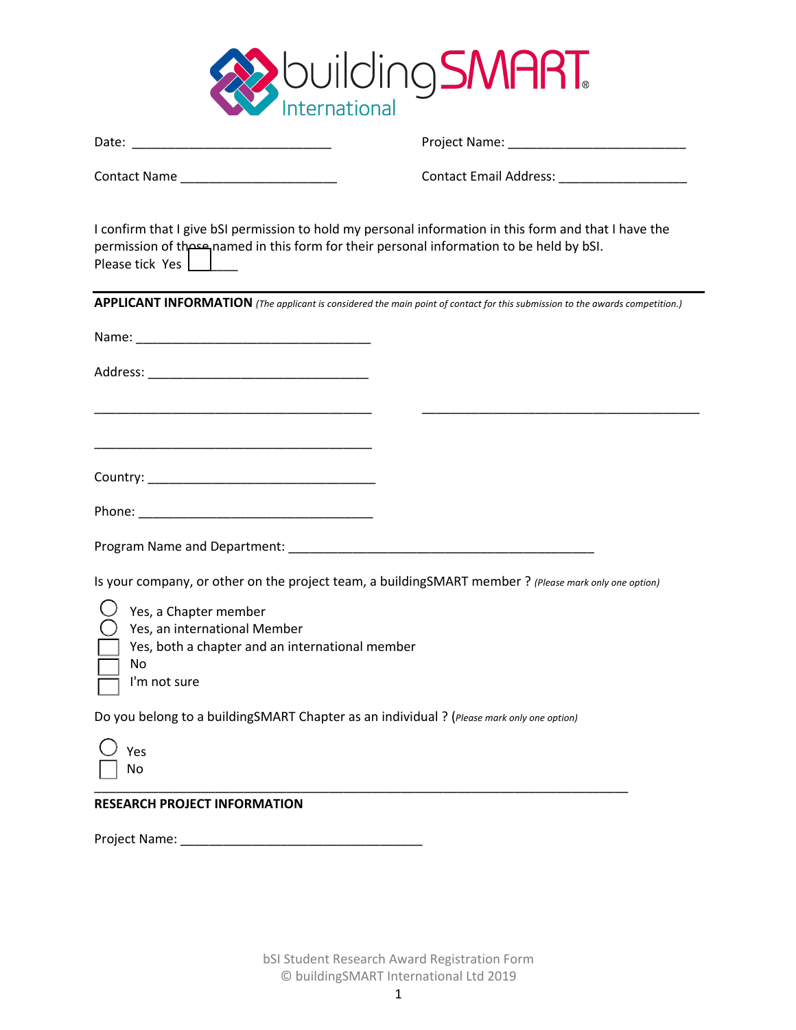Date: ____________________________  Project Name: _________________________

Contact Name _____________________  Contact Email Address: __________________

I confirm that I give bSI permission to hold my personal information in this form and that I have the permission of those named in this form for their personal information to be held by bSI.
Please tick Yes ☐ ____

**APPLICANT INFORMATION** *(The applicant is considered the main point of contact for this submission to the awards competition.)*

Name: _________________________________

Address: ______________________________

_______________________________________  _______________________________________

_______________________________________

Country: _______________________________

Phone: _________________________________

Program Name and Department: ___________________________________________

Is your company, or other on the project team, a buildingSMART member ? *(Please mark only one option)*

- ○ Yes, a Chapter member
- ○ Yes, an international Member
- ☐ Yes, both a chapter and an international member
- ☐ No
- ☐ I'm not sure

Do you belong to a buildingSMART Chapter as an individual ? (*Please mark only one option)*

- ○ Yes
- ☐ No

**RESEARCH PROJECT INFORMATION**

Project Name: _________________________________

bSI Student Research Award Registration Form
© buildingSMART International Ltd 2019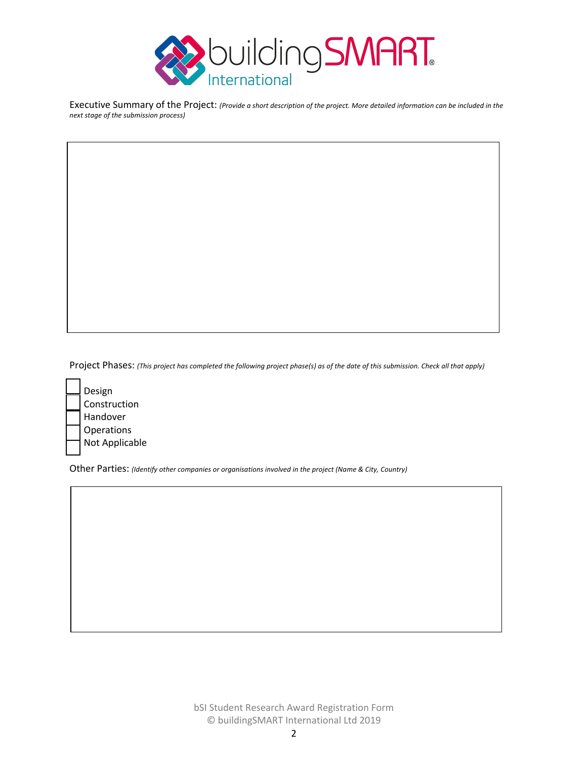Executive Summary of the Project: *(Provide a short description of the project. More detailed information can be included in the next stage of the submission process)*

Project Phases: *(This project has completed the following project phase(s) as of the date of this submission. Check all that apply)*

- [ ] Design
- [ ] Construction
- [ ] Handover
- [ ] Operations
- [ ] Not Applicable

Other Parties: *(Identify other companies or organisations involved in the project (Name & City, Country)*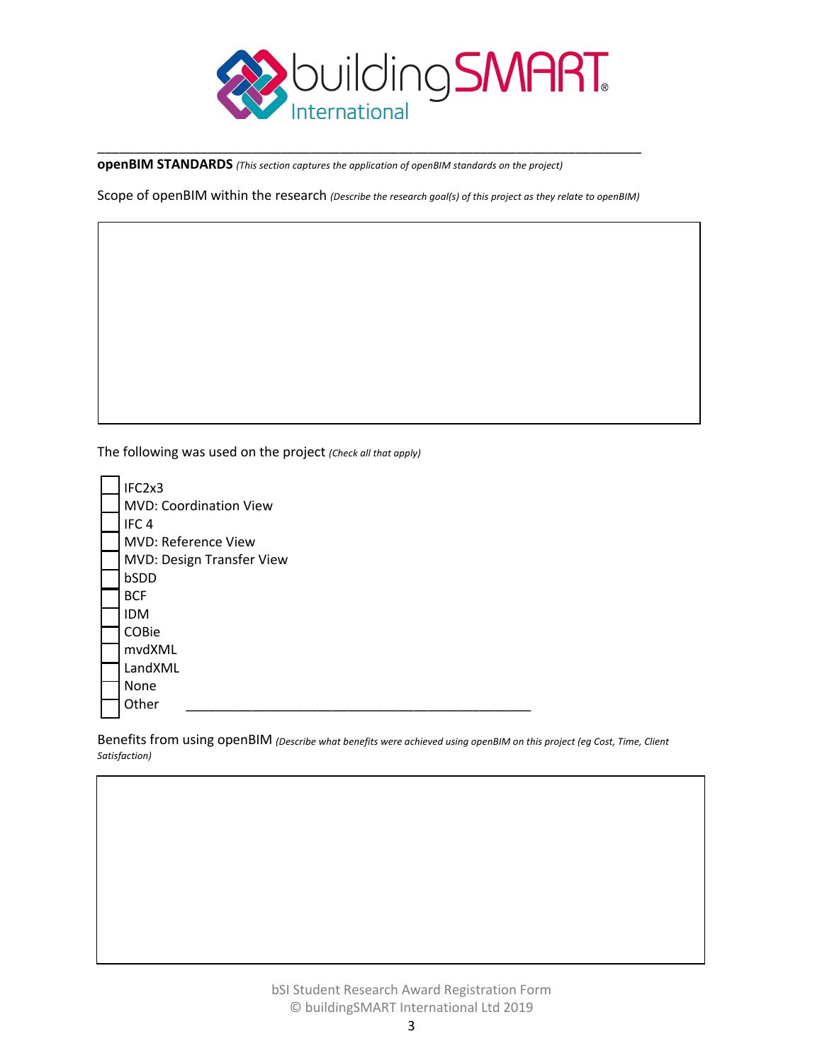**openBIM STANDARDS** *(This section captures the application of openBIM standards on the project)*

Scope of openBIM within the research *(Describe the research goal(s) of this project as they relate to openBIM)*

The following was used on the project *(Check all that apply)*

- [ ] IFC2x3
- [ ] MVD: Coordination View
- [ ] IFC 4
- [ ] MVD: Reference View
- [ ] MVD: Design Transfer View
- [ ] bSDD
- [ ] BCF
- [ ] IDM
- [ ] COBie
- [ ] mvdXML
- [ ] LandXML
- [ ] None
- [ ] Other ______________________________________________

Benefits from using openBIM *(Describe what benefits were achieved using openBIM on this project (eg Cost, Time, Client Satisfaction)*

bSI Student Research Award Registration Form
© buildingSMART International Ltd 2019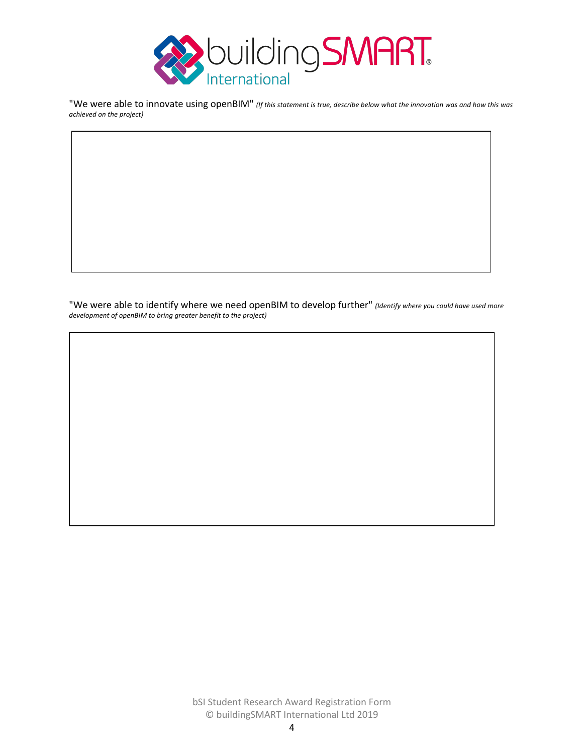"We were able to innovate using openBIM" *(If this statement is true, describe below what the innovation was and how this was achieved on the project)*

"We were able to identify where we need openBIM to develop further" *(Identify where you could have used more development of openBIM to bring greater benefit to the project)*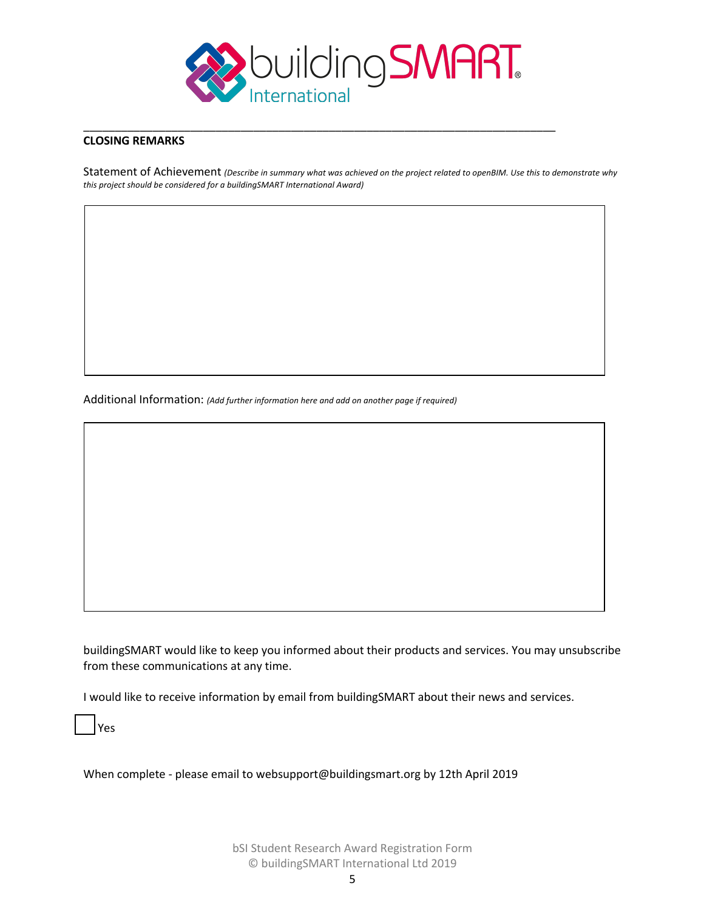## CLOSING REMARKS

Statement of Achievement *(Describe in summary what was achieved on the project related to openBIM. Use this to demonstrate why this project should be considered for a buildingSMART International Award)*

Additional Information: *(Add further information here and add on another page if required)*

buildingSMART would like to keep you informed about their products and services. You may unsubscribe from these communications at any time.

I would like to receive information by email from buildingSMART about their news and services.

☐ Yes

When complete - please email to websupport@buildingsmart.org by 12th April 2019